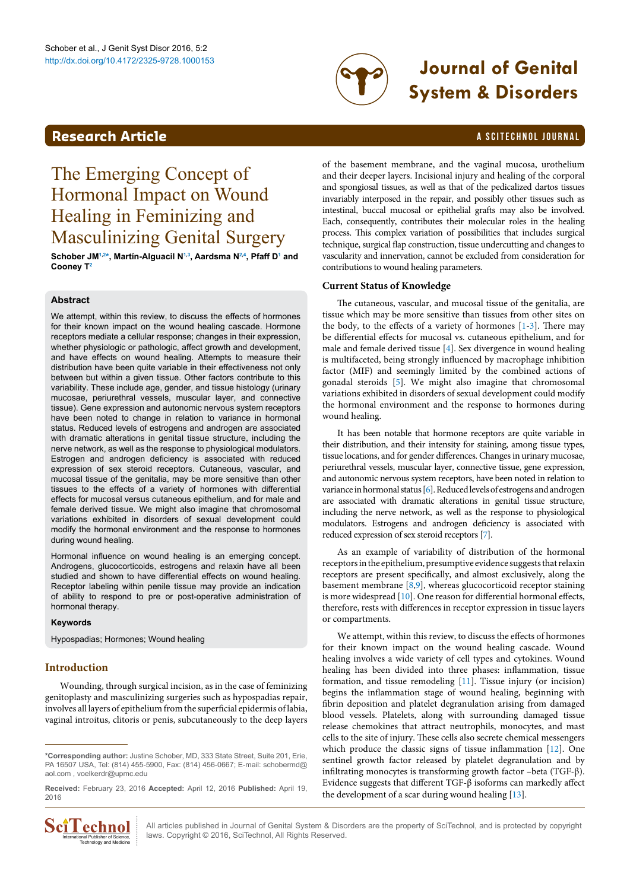Research Article

# The Emerging Concept of Hormonal Impact on Wound Healing in Feminizing and Masculinizing Genital Surgery

**Schober JM[1,2*], Martín-Alguacil N[1,3], Aardsma N[2,4], Pfaff D[1] and Cooney T[2]**

## Abstract

We attempt, within this review, to discuss the effects of hormones for their known impact on the wound healing cascade. Hormone receptors mediate a cellular response; changes in their expression, whether physiologic or pathologic, affect growth and development, and have effects on wound healing. Attempts to measure their distribution have been quite variable in their effectiveness not only between but within a given tissue. Other factors contribute to this variability. These include age, gender, and tissue histology (urinary mucosae, periurethral vessels, muscular layer, and connective tissue). Gene expression and autonomic nervous system receptors have been noted to change in relation to variance in hormonal status. Reduced levels of estrogens and androgen are associated with dramatic alterations in genital tissue structure, including the nerve network, as well as the response to physiological modulators. Estrogen and androgen deficiency is associated with reduced expression of sex steroid receptors. Cutaneous, vascular, and mucosal tissue of the genitalia, may be more sensitive than other tissues to the effects of a variety of hormones with differential effects for mucosal versus cutaneous epithelium, and for male and female derived tissue. We might also imagine that chromosomal variations exhibited in disorders of sexual development could modify the hormonal environment and the response to hormones during wound healing.

Hormonal influence on wound healing is an emerging concept. Androgens, glucocorticoids, estrogens and relaxin have all been studied and shown to have differential effects on wound healing. Receptor labeling within penile tissue may provide an indication of ability to respond to pre or post-operative administration of hormonal therapy.

### Keywords

Hypospadias; Hormones; Wound healing

## Introduction

Wounding, through surgical incision, as in the case of feminizing genitoplasty and masculinizing surgeries such as hypospadias repair, involves all layers of epithelium from the superficial epidermis of labia, vaginal introitus, clitoris or penis, subcutaneously to the deep layers of the basement membrane, and the vaginal mucosa, urothelium and their deeper layers. Incisional injury and healing of the corporal and spongiosal tissues, as well as that of the pedicalized dartos tissues invariably interposed in the repair, and possibly other tissues such as intestinal, buccal mucosal or epithelial grafts may also be involved. Each, consequently, contributes their molecular roles in the healing process. This complex variation of possibilities that includes surgical technique, surgical flap construction, tissue undercutting and changes to vascularity and innervation, cannot be excluded from consideration for contributions to wound healing parameters.

## Current Status of Knowledge

The cutaneous, vascular, and mucosal tissue of the genitalia, are tissue which may be more sensitive than tissues from other sites on the body, to the effects of a variety of hormones [1-3]. There may be differential effects for mucosal vs. cutaneous epithelium, and for male and female derived tissue [4]. Sex divergence in wound healing is multifaceted, being strongly influenced by macrophage inhibition factor (MIF) and seemingly limited by the combined actions of gonadal steroids [5]. We might also imagine that chromosomal variations exhibited in disorders of sexual development could modify the hormonal environment and the response to hormones during wound healing.

It has been notable that hormone receptors are quite variable in their distribution, and their intensity for staining, among tissue types, tissue locations, and for gender differences. Changes in urinary mucosae, periurethral vessels, muscular layer, connective tissue, gene expression, and autonomic nervous system receptors, have been noted in relation to variance in hormonal status [6]. Reduced levels of estrogens and androgen are associated with dramatic alterations in genital tissue structure, including the nerve network, as well as the response to physiological modulators. Estrogens and androgen deficiency is associated with reduced expression of sex steroid receptors [7].

As an example of variability of distribution of the hormonal receptors in the epithelium, presumptive evidence suggests that relaxin receptors are present specifically, and almost exclusively, along the basement membrane [8,9], whereas glucocorticoid receptor staining is more widespread [10]. One reason for differential hormonal effects, therefore, rests with differences in receptor expression in tissue layers or compartments.

We attempt, within this review, to discuss the effects of hormones for their known impact on the wound healing cascade. Wound healing involves a wide variety of cell types and cytokines. Wound healing has been divided into three phases: inflammation, tissue formation, and tissue remodeling [11]. Tissue injury (or incision) begins the inflammation stage of wound healing, beginning with fibrin deposition and platelet degranulation arising from damaged blood vessels. Platelets, along with surrounding damaged tissue release chemokines that attract neutrophils, monocytes, and mast cells to the site of injury. These cells also secrete chemical messengers which produce the classic signs of tissue inflammation [12]. One sentinel growth factor released by platelet degranulation and by infiltrating monocytes is transforming growth factor –beta (TGF-β). Evidence suggests that different TGF-β isoforms can markedly affect the development of a scar during wound healing [13].

---

***Corresponding author:** Justine Schober, MD, 333 State Street, Suite 201, Erie, PA 16507 USA, Tel: (814) 455-5900, Fax: (814) 456-0667; E-mail: schobermd@aol.com , voelkerdr@upmc.edu

**Received:** February 23, 2016 **Accepted:** April 12, 2016 **Published:** April 19, 2016

All articles published in Journal of Genital System & Disorders are the property of SciTechnol, and is protected by copyright laws. Copyright © 2016, SciTechnol, All Rights Reserved.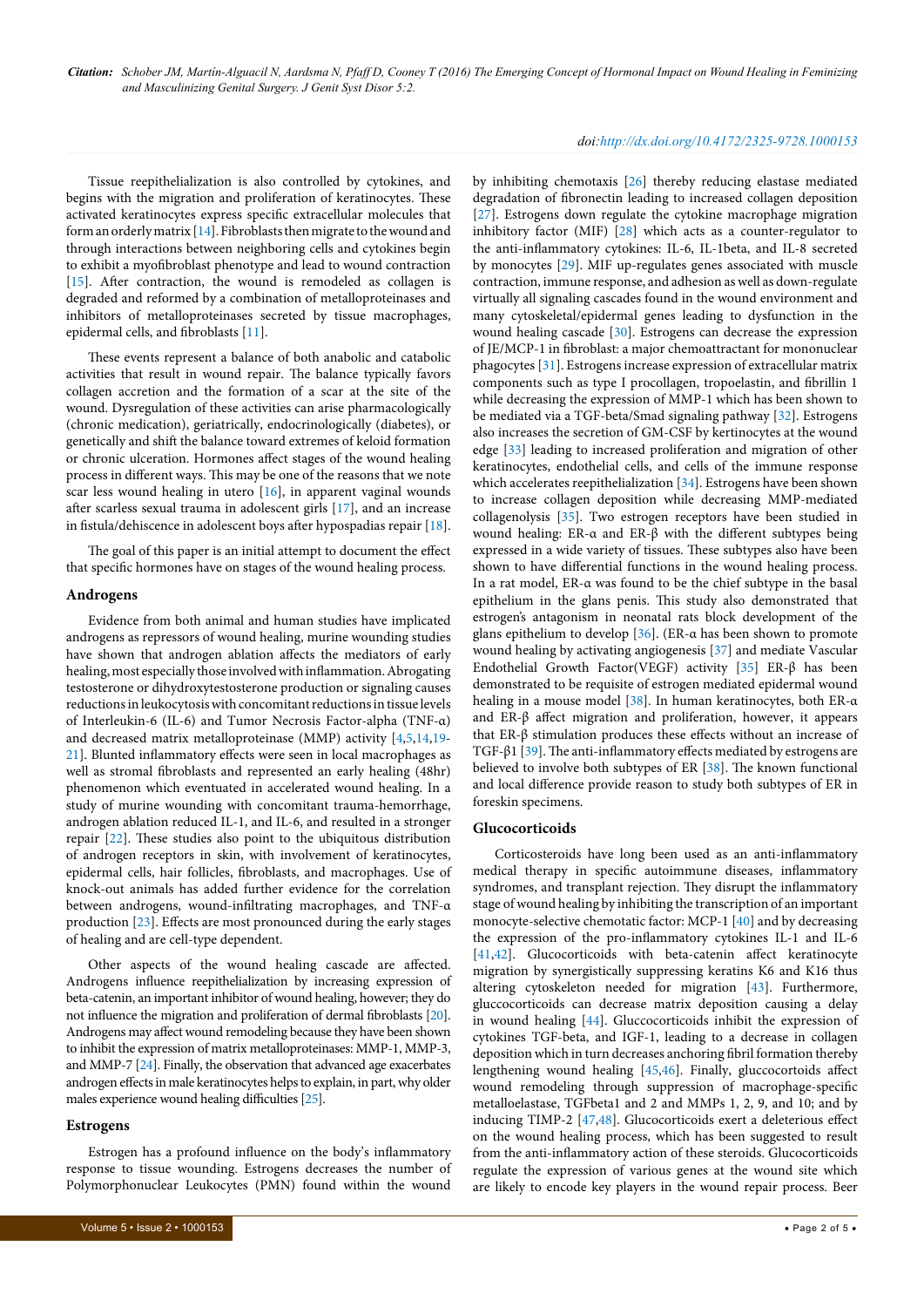Tissue reepithelialization is also controlled by cytokines, and begins with the migration and proliferation of keratinocytes. These activated keratinocytes express specific extracellular molecules that form an orderly matrix [14]. Fibroblasts then migrate to the wound and through interactions between neighboring cells and cytokines begin to exhibit a myofibroblast phenotype and lead to wound contraction [15]. After contraction, the wound is remodeled as collagen is degraded and reformed by a combination of metalloproteinases and inhibitors of metalloproteinases secreted by tissue macrophages, epidermal cells, and fibroblasts [11].

These events represent a balance of both anabolic and catabolic activities that result in wound repair. The balance typically favors collagen accretion and the formation of a scar at the site of the wound. Dysregulation of these activities can arise pharmacologically (chronic medication), geriatrically, endocrinologically (diabetes), or genetically and shift the balance toward extremes of keloid formation or chronic ulceration. Hormones affect stages of the wound healing process in different ways. This may be one of the reasons that we note scar less wound healing in utero [16], in apparent vaginal wounds after scarless sexual trauma in adolescent girls [17], and an increase in fistula/dehiscence in adolescent boys after hypospadias repair [18].

The goal of this paper is an initial attempt to document the effect that specific hormones have on stages of the wound healing process.

## Androgens

Evidence from both animal and human studies have implicated androgens as repressors of wound healing, murine wounding studies have shown that androgen ablation affects the mediators of early healing, most especially those involved with inflammation. Abrogating testosterone or dihydroxytestosterone production or signaling causes reductions in leukocytosis with concomitant reductions in tissue levels of Interleukin-6 (IL-6) and Tumor Necrosis Factor-alpha (TNF-α) and decreased matrix metalloproteinase (MMP) activity [4,5,14,19-21]. Blunted inflammatory effects were seen in local macrophages as well as stromal fibroblasts and represented an early healing (48hr) phenomenon which eventuated in accelerated wound healing. In a study of murine wounding with concomitant trauma-hemorrhage, androgen ablation reduced IL-1, and IL-6, and resulted in a stronger repair [22]. These studies also point to the ubiquitous distribution of androgen receptors in skin, with involvement of keratinocytes, epidermal cells, hair follicles, fibroblasts, and macrophages. Use of knock-out animals has added further evidence for the correlation between androgens, wound-infiltrating macrophages, and TNF-α production [23]. Effects are most pronounced during the early stages of healing and are cell-type dependent.

Other aspects of the wound healing cascade are affected. Androgens influence reepithelialization by increasing expression of beta-catenin, an important inhibitor of wound healing, however; they do not influence the migration and proliferation of dermal fibroblasts [20]. Androgens may affect wound remodeling because they have been shown to inhibit the expression of matrix metalloproteinases: MMP-1, MMP-3, and MMP-7 [24]. Finally, the observation that advanced age exacerbates androgen effects in male keratinocytes helps to explain, in part, why older males experience wound healing difficulties [25].

## Estrogens

Estrogen has a profound influence on the body's inflammatory response to tissue wounding. Estrogens decreases the number of Polymorphonuclear Leukocytes (PMN) found within the wound by inhibiting chemotaxis [26] thereby reducing elastase mediated degradation of fibronectin leading to increased collagen deposition [27]. Estrogens down regulate the cytokine macrophage migration inhibitory factor (MIF) [28] which acts as a counter-regulator to the anti-inflammatory cytokines: IL-6, IL-1beta, and IL-8 secreted by monocytes [29]. MIF up-regulates genes associated with muscle contraction, immune response, and adhesion as well as down-regulate virtually all signaling cascades found in the wound environment and many cytoskeletal/epidermal genes leading to dysfunction in the wound healing cascade [30]. Estrogens can decrease the expression of JE/MCP-1 in fibroblast: a major chemoattractant for mononuclear phagocytes [31]. Estrogens increase expression of extracellular matrix components such as type I procollagen, tropoelastin, and fibrillin 1 while decreasing the expression of MMP-1 which has been shown to be mediated via a TGF-beta/Smad signaling pathway [32]. Estrogens also increases the secretion of GM-CSF by kertinocytes at the wound edge [33] leading to increased proliferation and migration of other keratinocytes, endothelial cells, and cells of the immune response which accelerates reepithelialization [34]. Estrogens have been shown to increase collagen deposition while decreasing MMP-mediated collagenolysis [35]. Two estrogen receptors have been studied in wound healing: ER-α and ER-β with the different subtypes being expressed in a wide variety of tissues. These subtypes also have been shown to have differential functions in the wound healing process. In a rat model, ER-α was found to be the chief subtype in the basal epithelium in the glans penis. This study also demonstrated that estrogen's antagonism in neonatal rats block development of the glans epithelium to develop [36]. (ER-α has been shown to promote wound healing by activating angiogenesis [37] and mediate Vascular Endothelial Growth Factor(VEGF) activity [35] ER-β has been demonstrated to be requisite of estrogen mediated epidermal wound healing in a mouse model [38]. In human keratinocytes, both ER-α and ER-β affect migration and proliferation, however, it appears that ER-β stimulation produces these effects without an increase of TGF-β1 [39]. The anti-inflammatory effects mediated by estrogens are believed to involve both subtypes of ER [38]. The known functional and local difference provide reason to study both subtypes of ER in foreskin specimens.

## Glucocorticoids

Corticosteroids have long been used as an anti-inflammatory medical therapy in specific autoimmune diseases, inflammatory syndromes, and transplant rejection. They disrupt the inflammatory stage of wound healing by inhibiting the transcription of an important monocyte-selective chemotatic factor: MCP-1 [40] and by decreasing the expression of the pro-inflammatory cytokines IL-1 and IL-6 [41,42]. Glucocorticoids with beta-catenin affect keratinocyte migration by synergistically suppressing keratins K6 and K16 thus altering cytoskeleton needed for migration [43]. Furthermore, gluccocorticoids can decrease matrix deposition causing a delay in wound healing [44]. Gluccocorticoids inhibit the expression of cytokines TGF-beta, and IGF-1, leading to a decrease in collagen deposition which in turn decreases anchoring fibril formation thereby lengthening wound healing [45,46]. Finally, gluccocortoids affect wound remodeling through suppression of macrophage-specific metalloelastase, TGFbeta1 and 2 and MMPs 1, 2, 9, and 10; and by inducing TIMP-2 [47,48]. Glucocorticoids exert a deleterious effect on the wound healing process, which has been suggested to result from the anti-inflammatory action of these steroids. Glucocorticoids regulate the expression of various genes at the wound site which are likely to encode key players in the wound repair process. Beer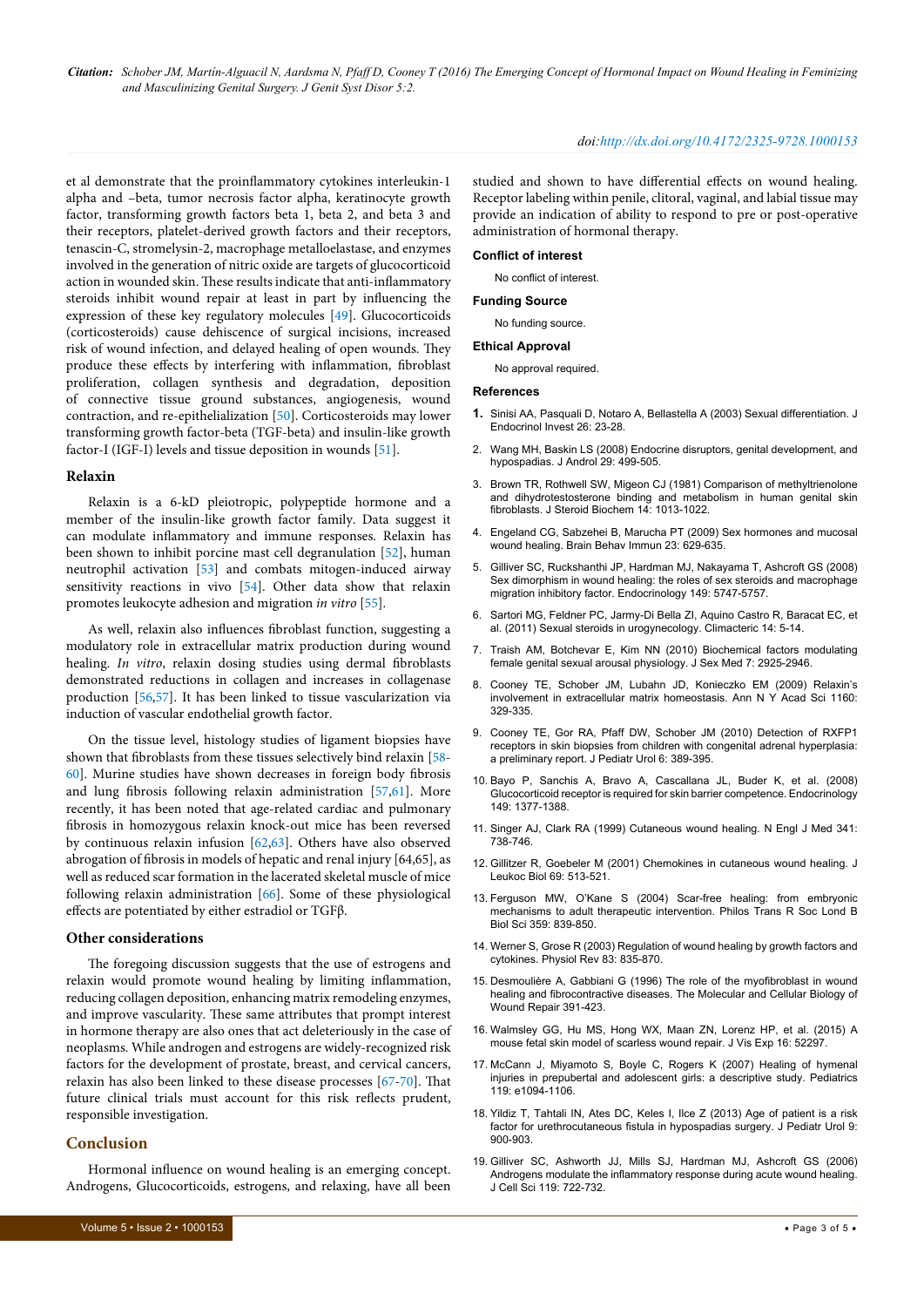et al demonstrate that the proinflammatory cytokines interleukin-1 alpha and –beta, tumor necrosis factor alpha, keratinocyte growth factor, transforming growth factors beta 1, beta 2, and beta 3 and their receptors, platelet-derived growth factors and their receptors, tenascin-C, stromelysin-2, macrophage metalloelastase, and enzymes involved in the generation of nitric oxide are targets of glucocorticoid action in wounded skin. These results indicate that anti-inflammatory steroids inhibit wound repair at least in part by influencing the expression of these key regulatory molecules [49]. Glucocorticoids (corticosteroids) cause dehiscence of surgical incisions, increased risk of wound infection, and delayed healing of open wounds. They produce these effects by interfering with inflammation, fibroblast proliferation, collagen synthesis and degradation, deposition of connective tissue ground substances, angiogenesis, wound contraction, and re-epithelialization [50]. Corticosteroids may lower transforming growth factor-beta (TGF-beta) and insulin-like growth factor-I (IGF-I) levels and tissue deposition in wounds [51].

### Relaxin

Relaxin is a 6-kD pleiotropic, polypeptide hormone and a member of the insulin-like growth factor family. Data suggest it can modulate inflammatory and immune responses. Relaxin has been shown to inhibit porcine mast cell degranulation [52], human neutrophil activation [53] and combats mitogen-induced airway sensitivity reactions in vivo [54]. Other data show that relaxin promotes leukocyte adhesion and migration *in vitro* [55].

As well, relaxin also influences fibroblast function, suggesting a modulatory role in extracellular matrix production during wound healing. *In vitro*, relaxin dosing studies using dermal fibroblasts demonstrated reductions in collagen and increases in collagenase production [56,57]. It has been linked to tissue vascularization via induction of vascular endothelial growth factor.

On the tissue level, histology studies of ligament biopsies have shown that fibroblasts from these tissues selectively bind relaxin [58-60]. Murine studies have shown decreases in foreign body fibrosis and lung fibrosis following relaxin administration [57,61]. More recently, it has been noted that age-related cardiac and pulmonary fibrosis in homozygous relaxin knock-out mice has been reversed by continuous relaxin infusion [62,63]. Others have also observed abrogation of fibrosis in models of hepatic and renal injury [64,65], as well as reduced scar formation in the lacerated skeletal muscle of mice following relaxin administration [66]. Some of these physiological effects are potentiated by either estradiol or TGFβ.

### Other considerations

The foregoing discussion suggests that the use of estrogens and relaxin would promote wound healing by limiting inflammation, reducing collagen deposition, enhancing matrix remodeling enzymes, and improve vascularity. These same attributes that prompt interest in hormone therapy are also ones that act deleteriously in the case of neoplasms. While androgen and estrogens are widely-recognized risk factors for the development of prostate, breast, and cervical cancers, relaxin has also been linked to these disease processes [67-70]. That future clinical trials must account for this risk reflects prudent, responsible investigation.

## Conclusion

Hormonal influence on wound healing is an emerging concept. Androgens, Glucocorticoids, estrogens, and relaxing, have all been studied and shown to have differential effects on wound healing. Receptor labeling within penile, clitoral, vaginal, and labial tissue may provide an indication of ability to respond to pre or post-operative administration of hormonal therapy.

### Conflict of interest

No conflict of interest.

### Funding Source

No funding source.

### Ethical Approval

No approval required.

### References

1. Sinisi AA, Pasquali D, Notaro A, Bellastella A (2003) Sexual differentiation. J Endocrinol Invest 26: 23-28.
2. Wang MH, Baskin LS (2008) Endocrine disruptors, genital development, and hypospadias. J Androl 29: 499-505.
3. Brown TR, Rothwell SW, Migeon CJ (1981) Comparison of methyltrienolone and dihydrotestosterone binding and metabolism in human genital skin fibroblasts. J Steroid Biochem 14: 1013-1022.
4. Engeland CG, Sabzehei B, Marucha PT (2009) Sex hormones and mucosal wound healing. Brain Behav Immun 23: 629-635.
5. Gilliver SC, Ruckshanthi JP, Hardman MJ, Nakayama T, Ashcroft GS (2008) Sex dimorphism in wound healing: the roles of sex steroids and macrophage migration inhibitory factor. Endocrinology 149: 5747-5757.
6. Sartori MG, Feldner PC, Jarmy-Di Bella ZI, Aquino Castro R, Baracat EC, et al. (2011) Sexual steroids in urogynecology. Climacteric 14: 5-14.
7. Traish AM, Botchevar E, Kim NN (2010) Biochemical factors modulating female genital sexual arousal physiology. J Sex Med 7: 2925-2946.
8. Cooney TE, Schober JM, Lubahn JD, Konieczko EM (2009) Relaxin's involvement in extracellular matrix homeostasis. Ann N Y Acad Sci 1160: 329-335.
9. Cooney TE, Gor RA, Pfaff DW, Schober JM (2010) Detection of RXFP1 receptors in skin biopsies from children with congenital adrenal hyperplasia: a preliminary report. J Pediatr Urol 6: 389-395.
10. Bayo P, Sanchis A, Bravo A, Cascallana JL, Buder K, et al. (2008) Glucocorticoid receptor is required for skin barrier competence. Endocrinology 149: 1377-1388.
11. Singer AJ, Clark RA (1999) Cutaneous wound healing. N Engl J Med 341: 738-746.
12. Gillitzer R, Goebeler M (2001) Chemokines in cutaneous wound healing. J Leukoc Biol 69: 513-521.
13. Ferguson MW, O'Kane S (2004) Scar-free healing: from embryonic mechanisms to adult therapeutic intervention. Philos Trans R Soc Lond B Biol Sci 359: 839-850.
14. Werner S, Grose R (2003) Regulation of wound healing by growth factors and cytokines. Physiol Rev 83: 835-870.
15. Desmoulière A, Gabbiani G (1996) The role of the myofibroblast in wound healing and fibrocontractive diseases. The Molecular and Cellular Biology of Wound Repair 391-423.
16. Walmsley GG, Hu MS, Hong WX, Maan ZN, Lorenz HP, et al. (2015) A mouse fetal skin model of scarless wound repair. J Vis Exp 16: 52297.
17. McCann J, Miyamoto S, Boyle C, Rogers K (2007) Healing of hymenal injuries in prepubertal and adolescent girls: a descriptive study. Pediatrics 119: e1094-1106.
18. Yildiz T, Tahtali IN, Ates DC, Keles I, Ilce Z (2013) Age of patient is a risk factor for urethrocutaneous fistula in hypospadias surgery. J Pediatr Urol 9: 900-903.
19. Gilliver SC, Ashworth JJ, Mills SJ, Hardman MJ, Ashcroft GS (2006) Androgens modulate the inflammatory response during acute wound healing. J Cell Sci 119: 722-732.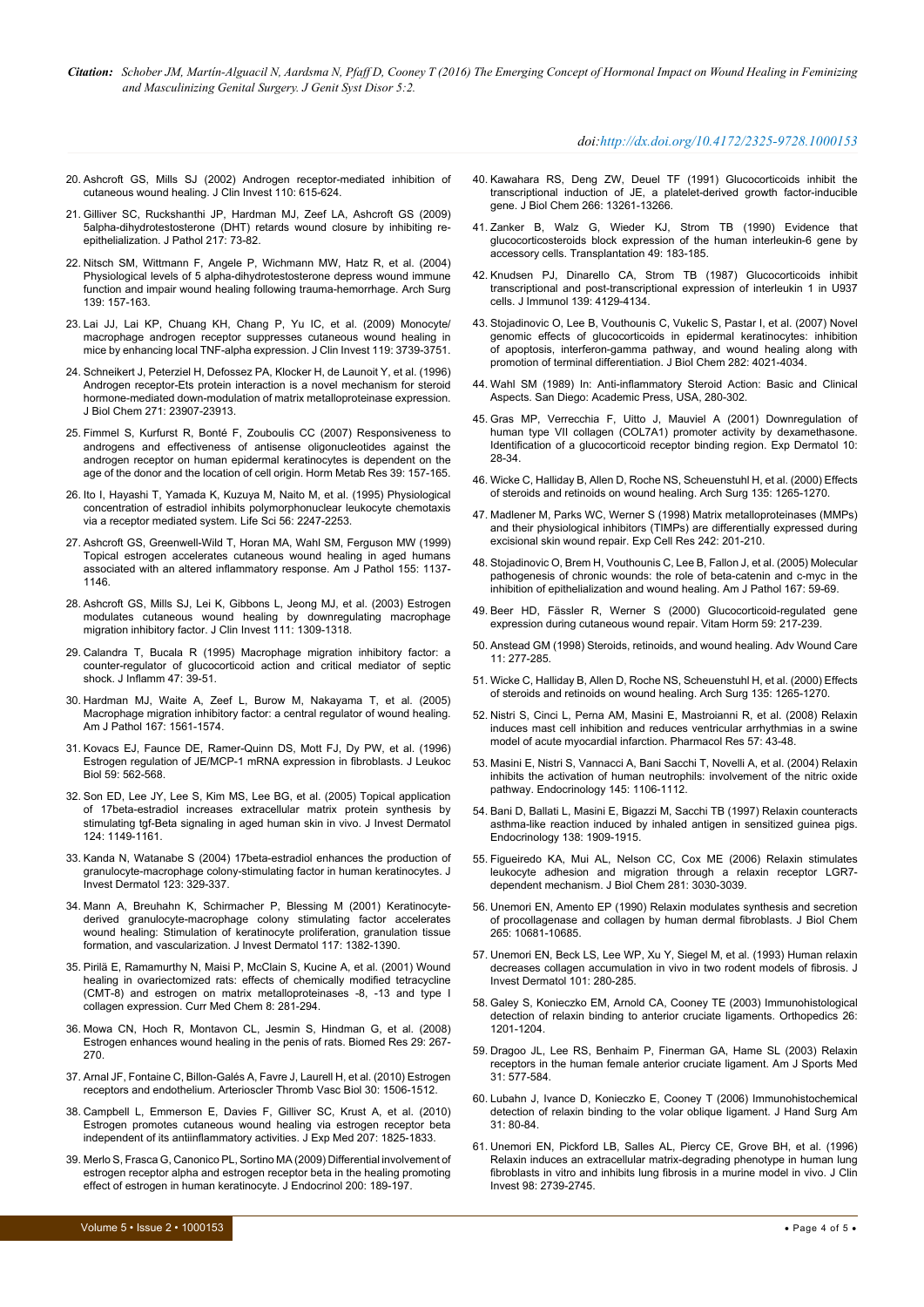20. Ashcroft GS, Mills SJ (2002) Androgen receptor-mediated inhibition of cutaneous wound healing. J Clin Invest 110: 615-624.

21. Gilliver SC, Ruckshanthi JP, Hardman MJ, Zeef LA, Ashcroft GS (2009) 5alpha-dihydrotestosterone (DHT) retards wound closure by inhibiting re-epithelialization. J Pathol 217: 73-82.

22. Nitsch SM, Wittmann F, Angele P, Wichmann MW, Hatz R, et al. (2004) Physiological levels of 5 alpha-dihydrotestosterone depress wound immune function and impair wound healing following trauma-hemorrhage. Arch Surg 139: 157-163.

23. Lai JJ, Lai KP, Chuang KH, Chang P, Yu IC, et al. (2009) Monocyte/macrophage androgen receptor suppresses cutaneous wound healing in mice by enhancing local TNF-alpha expression. J Clin Invest 119: 3739-3751.

24. Schneikert J, Peterziel H, Defossez PA, Klocker H, de Launoit Y, et al. (1996) Androgen receptor-Ets protein interaction is a novel mechanism for steroid hormone-mediated down-modulation of matrix metalloproteinase expression. J Biol Chem 271: 23907-23913.

25. Fimmel S, Kurfurst R, Bonté F, Zouboulis CC (2007) Responsiveness to androgens and effectiveness of antisense oligonucleotides against the androgen receptor on human epidermal keratinocytes is dependent on the age of the donor and the location of cell origin. Horm Metab Res 39: 157-165.

26. Ito I, Hayashi T, Yamada K, Kuzuya M, Naito M, et al. (1995) Physiological concentration of estradiol inhibits polymorphonuclear leukocyte chemotaxis via a receptor mediated system. Life Sci 56: 2247-2253.

27. Ashcroft GS, Greenwell-Wild T, Horan MA, Wahl SM, Ferguson MW (1999) Topical estrogen accelerates cutaneous wound healing in aged humans associated with an altered inflammatory response. Am J Pathol 155: 1137-1146.

28. Ashcroft GS, Mills SJ, Lei K, Gibbons L, Jeong MJ, et al. (2003) Estrogen modulates cutaneous wound healing by downregulating macrophage migration inhibitory factor. J Clin Invest 111: 1309-1318.

29. Calandra T, Bucala R (1995) Macrophage migration inhibitory factor: a counter-regulator of glucocorticoid action and critical mediator of septic shock. J Inflamm 47: 39-51.

30. Hardman MJ, Waite A, Zeef L, Burow M, Nakayama T, et al. (2005) Macrophage migration inhibitory factor: a central regulator of wound healing. Am J Pathol 167: 1561-1574.

31. Kovacs EJ, Faunce DE, Ramer-Quinn DS, Mott FJ, Dy PW, et al. (1996) Estrogen regulation of JE/MCP-1 mRNA expression in fibroblasts. J Leukoc Biol 59: 562-568.

32. Son ED, Lee JY, Lee S, Kim MS, Lee BG, et al. (2005) Topical application of 17beta-estradiol increases extracellular matrix protein synthesis by stimulating tgf-Beta signaling in aged human skin in vivo. J Invest Dermatol 124: 1149-1161.

33. Kanda N, Watanabe S (2004) 17beta-estradiol enhances the production of granulocyte-macrophage colony-stimulating factor in human keratinocytes. J Invest Dermatol 123: 329-337.

34. Mann A, Breuhahn K, Schirmacher P, Blessing M (2001) Keratinocyte-derived granulocyte-macrophage colony stimulating factor accelerates wound healing: Stimulation of keratinocyte proliferation, granulation tissue formation, and vascularization. J Invest Dermatol 117: 1382-1390.

35. Pirilä E, Ramamurthy N, Maisi P, McClain S, Kucine A, et al. (2001) Wound healing in ovariectomized rats: effects of chemically modified tetracycline (CMT-8) and estrogen on matrix metalloproteinases -8, -13 and type I collagen expression. Curr Med Chem 8: 281-294.

36. Mowa CN, Hoch R, Montavon CL, Jesmin S, Hindman G, et al. (2008) Estrogen enhances wound healing in the penis of rats. Biomed Res 29: 267-270.

37. Arnal JF, Fontaine C, Billon-Galés A, Favre J, Laurell H, et al. (2010) Estrogen receptors and endothelium. Arterioscler Thromb Vasc Biol 30: 1506-1512.

38. Campbell L, Emmerson E, Davies F, Gilliver SC, Krust A, et al. (2010) Estrogen promotes cutaneous wound healing via estrogen receptor beta independent of its antiinflammatory activities. J Exp Med 207: 1825-1833.

39. Merlo S, Frasca G, Canonico PL, Sortino MA (2009) Differential involvement of estrogen receptor alpha and estrogen receptor beta in the healing promoting effect of estrogen in human keratinocytes. J Endocrinol 200: 189-197.

40. Kawahara RS, Deng ZW, Deuel TF (1991) Glucocorticoids inhibit the transcriptional induction of JE, a platelet-derived growth factor-inducible gene. J Biol Chem 266: 13261-13266.

41. Zanker B, Walz G, Wieder KJ, Strom TB (1990) Evidence that glucocorticosteroids block expression of the human interleukin-6 gene by accessory cells. Transplantation 49: 183-185.

42. Knudsen PJ, Dinarello CA, Strom TB (1987) Glucocorticoids inhibit transcriptional and post-transcriptional expression of interleukin 1 in U937 cells. J Immunol 139: 4129-4134.

43. Stojadinovic O, Lee B, Vouthounis C, Vukelic S, Pastar I, et al. (2007) Novel genomic effects of glucocorticoids in epidermal keratinocytes: inhibition of apoptosis, interferon-gamma pathway, and wound healing along with promotion of terminal differentiation. J Biol Chem 282: 4021-4034.

44. Wahl SM (1989) In: Anti-inflammatory Steroid Action: Basic and Clinical Aspects. San Diego: Academic Press, USA, 280-302.

45. Gras MP, Verrecchia F, Uitto J, Mauviel A (2001) Downregulation of human type VII collagen (COL7A1) promoter activity by dexamethasone. Identification of a glucocorticoid receptor binding region. Exp Dermatol 10: 28-34.

46. Wicke C, Halliday B, Allen D, Roche NS, Scheuenstuhl H, et al. (2000) Effects of steroids and retinoids on wound healing. Arch Surg 135: 1265-1270.

47. Madlener M, Parks WC, Werner S (1998) Matrix metalloproteinases (MMPs) and their physiological inhibitors (TIMPs) are differentially expressed during excisional skin wound repair. Exp Cell Res 242: 201-210.

48. Stojadinovic O, Brem H, Vouthounis C, Lee B, Fallon J, et al. (2005) Molecular pathogenesis of chronic wounds: the role of beta-catenin and c-myc in the inhibition of epithelialization and wound healing. Am J Pathol 167: 59-69.

49. Beer HD, Fässler R, Werner S (2000) Glucocorticoid-regulated gene expression during cutaneous wound repair. Vitam Horm 59: 217-239.

50. Anstead GM (1998) Steroids, retinoids, and wound healing. Adv Wound Care 11: 277-285.

51. Wicke C, Halliday B, Allen D, Roche NS, Scheuenstuhl H, et al. (2000) Effects of steroids and retinoids on wound healing. Arch Surg 135: 1265-1270.

52. Nistri S, Cinci L, Perna AM, Masini E, Mastroianni R, et al. (2008) Relaxin induces mast cell inhibition and reduces ventricular arrhythmias in a swine model of acute myocardial infarction. Pharmacol Res 57: 43-48.

53. Masini E, Nistri S, Vannacci A, Bani Sacchi T, Novelli A, et al. (2004) Relaxin inhibits the activation of human neutrophils: involvement of the nitric oxide pathway. Endocrinology 145: 1106-1112.

54. Bani D, Ballati L, Masini E, Bigazzi M, Sacchi TB (1997) Relaxin counteracts asthma-like reaction induced by inhaled antigen in sensitized guinea pigs. Endocrinology 138: 1909-1915.

55. Figueiredo KA, Mui AL, Nelson CC, Cox ME (2006) Relaxin stimulates leukocyte adhesion and migration through a relaxin receptor LGR7-dependent mechanism. J Biol Chem 281: 3030-3039.

56. Unemori EN, Amento EP (1990) Relaxin modulates synthesis and secretion of procollagenase and collagen by human dermal fibroblasts. J Biol Chem 265: 10681-10685.

57. Unemori EN, Beck LS, Lee WP, Xu Y, Siegel M, et al. (1993) Human relaxin decreases collagen accumulation in vivo in two rodent models of fibrosis. J Invest Dermatol 101: 280-285.

58. Galey S, Konieczko EM, Arnold CA, Cooney TE (2003) Immunohistological detection of relaxin binding to anterior cruciate ligaments. Orthopedics 26: 1201-1204.

59. Dragoo JL, Lee RS, Benhaim P, Finerman GA, Hame SL (2003) Relaxin receptors in the human female anterior cruciate ligament. Am J Sports Med 31: 577-584.

60. Lubahn J, Ivance D, Konieczko E, Cooney T (2006) Immunohistochemical detection of relaxin binding to the volar oblique ligament. J Hand Surg Am 31: 80-84.

61. Unemori EN, Pickford LB, Salles AL, Piercy CE, Grove BH, et al. (1996) Relaxin induces an extracellular matrix-degrading phenotype in human lung fibroblasts in vitro and inhibits lung fibrosis in a murine model in vivo. J Clin Invest 98: 2739-2745.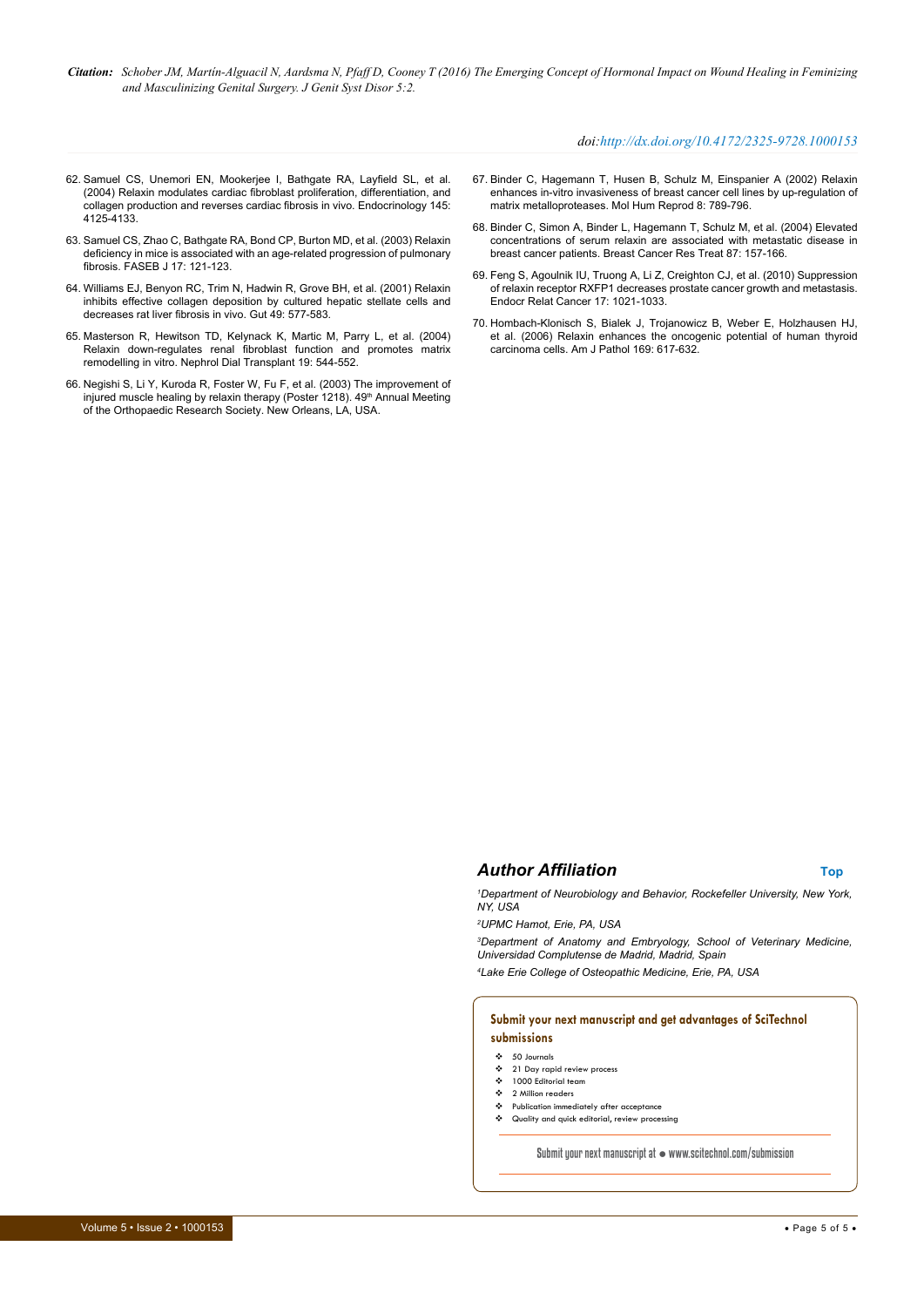62. Samuel CS, Unemori EN, Mookerjee I, Bathgate RA, Layfield SL, et al. (2004) Relaxin modulates cardiac fibroblast proliferation, differentiation, and collagen production and reverses cardiac fibrosis in vivo. Endocrinology 145: 4125-4133.

63. Samuel CS, Zhao C, Bathgate RA, Bond CP, Burton MD, et al. (2003) Relaxin deficiency in mice is associated with an age-related progression of pulmonary fibrosis. FASEB J 17: 121-123.

64. Williams EJ, Benyon RC, Trim N, Hadwin R, Grove BH, et al. (2001) Relaxin inhibits effective collagen deposition by cultured hepatic stellate cells and decreases rat liver fibrosis in vivo. Gut 49: 577-583.

65. Masterson R, Hewitson TD, Kelynack K, Martic M, Parry L, et al. (2004) Relaxin down-regulates renal fibroblast function and promotes matrix remodelling in vitro. Nephrol Dial Transplant 19: 544-552.

66. Negishi S, Li Y, Kuroda R, Foster W, Fu F, et al. (2003) The improvement of injured muscle healing by relaxin therapy (Poster 1218). 49th Annual Meeting of the Orthopaedic Research Society. New Orleans, LA, USA.

67. Binder C, Hagemann T, Husen B, Schulz M, Einspanier A (2002) Relaxin enhances in-vitro invasiveness of breast cancer cell lines by up-regulation of matrix metalloproteases. Mol Hum Reprod 8: 789-796.

68. Binder C, Simon A, Binder L, Hagemann T, Schulz M, et al. (2004) Elevated concentrations of serum relaxin are associated with metastatic disease in breast cancer patients. Breast Cancer Res Treat 87: 157-166.

69. Feng S, Agoulnik IU, Truong A, Li Z, Creighton CJ, et al. (2010) Suppression of relaxin receptor RXFP1 decreases prostate cancer growth and metastasis. Endocr Relat Cancer 17: 1021-1033.

70. Hombach-Klonisch S, Bialek J, Trojanowicz B, Weber E, Holzhausen HJ, et al. (2006) Relaxin enhances the oncogenic potential of human thyroid carcinoma cells. Am J Pathol 169: 617-632.

## Author Affiliation

[1]*Department of Neurobiology and Behavior, Rockefeller University, New York, NY, USA*

[2]*UPMC Hamot, Erie, PA, USA*

[3]*Department of Anatomy and Embryology, School of Veterinary Medicine, Universidad Complutense de Madrid, Madrid, Spain*

[4]*Lake Erie College of Osteopathic Medicine, Erie, PA, USA*

**Submit your next manuscript and get advantages of SciTechnol submissions**

- 50 Journals
- 21 Day rapid review process
- 1000 Editorial team
- 2 Million readers
- Publication immediately after acceptance
- Quality and quick editorial, review processing

Submit your next manuscript at ● www.scitechnol.com/submission